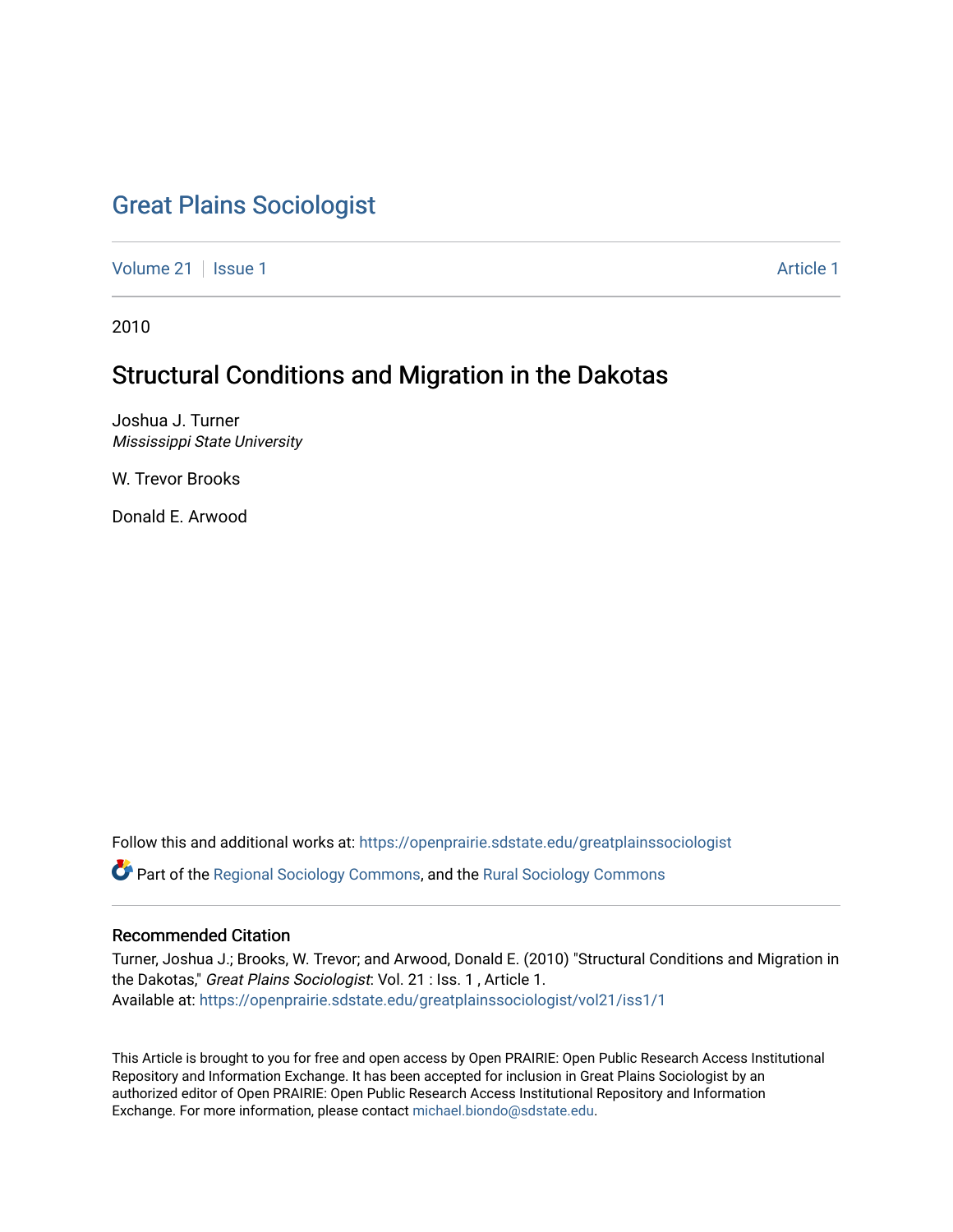# Great Plains Sociologist

Volume 21 | Issue 1 Article 1

2010

## Structural Conditions and Migration in the Dakotas

Joshua J. Turner
*Mississippi State University*

W. Trevor Brooks

Donald E. Arwood

Follow this and additional works at: https://openprairie.sdstate.edu/greatplainssociologist

Part of the Regional Sociology Commons, and the Rural Sociology Commons

### Recommended Citation

Turner, Joshua J.; Brooks, W. Trevor; and Arwood, Donald E. (2010) "Structural Conditions and Migration in the Dakotas," *Great Plains Sociologist*: Vol. 21 : Iss. 1 , Article 1.
Available at: https://openprairie.sdstate.edu/greatplainssociologist/vol21/iss1/1

This Article is brought to you for free and open access by Open PRAIRIE: Open Public Research Access Institutional Repository and Information Exchange. It has been accepted for inclusion in Great Plains Sociologist by an authorized editor of Open PRAIRIE: Open Public Research Access Institutional Repository and Information Exchange. For more information, please contact michael.biondo@sdstate.edu.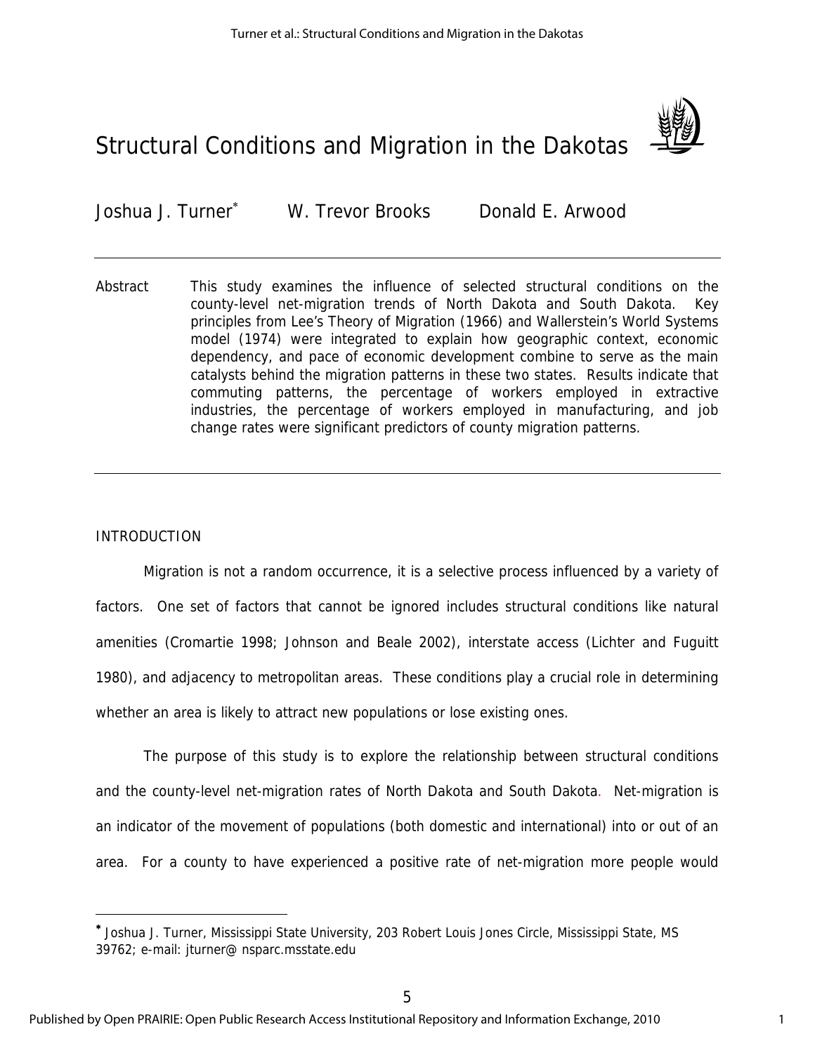# Structural Conditions and Migration in the Dakotas

Joshua J. Turner[*] W. Trevor Brooks Donald E. Arwood

Abstract This study examines the influence of selected structural conditions on the county-level net-migration trends of North Dakota and South Dakota. Key principles from Lee's Theory of Migration (1966) and Wallerstein's World Systems model (1974) were integrated to explain how geographic context, economic dependency, and pace of economic development combine to serve as the main catalysts behind the migration patterns in these two states. Results indicate that commuting patterns, the percentage of workers employed in extractive industries, the percentage of workers employed in manufacturing, and job change rates were significant predictors of county migration patterns.

## INTRODUCTION

Migration is not a random occurrence, it is a selective process influenced by a variety of factors. One set of factors that cannot be ignored includes structural conditions like natural amenities (Cromartie 1998; Johnson and Beale 2002), interstate access (Lichter and Fuguitt 1980), and adjacency to metropolitan areas. These conditions play a crucial role in determining whether an area is likely to attract new populations or lose existing ones.

The purpose of this study is to explore the relationship between structural conditions and the county-level net-migration rates of North Dakota and South Dakota. Net-migration is an indicator of the movement of populations (both domestic and international) into or out of an area. For a county to have experienced a positive rate of net-migration more people would

[*] Joshua J. Turner, Mississippi State University, 203 Robert Louis Jones Circle, Mississippi State, MS 39762; e-mail: jturner@ nsparc.msstate.edu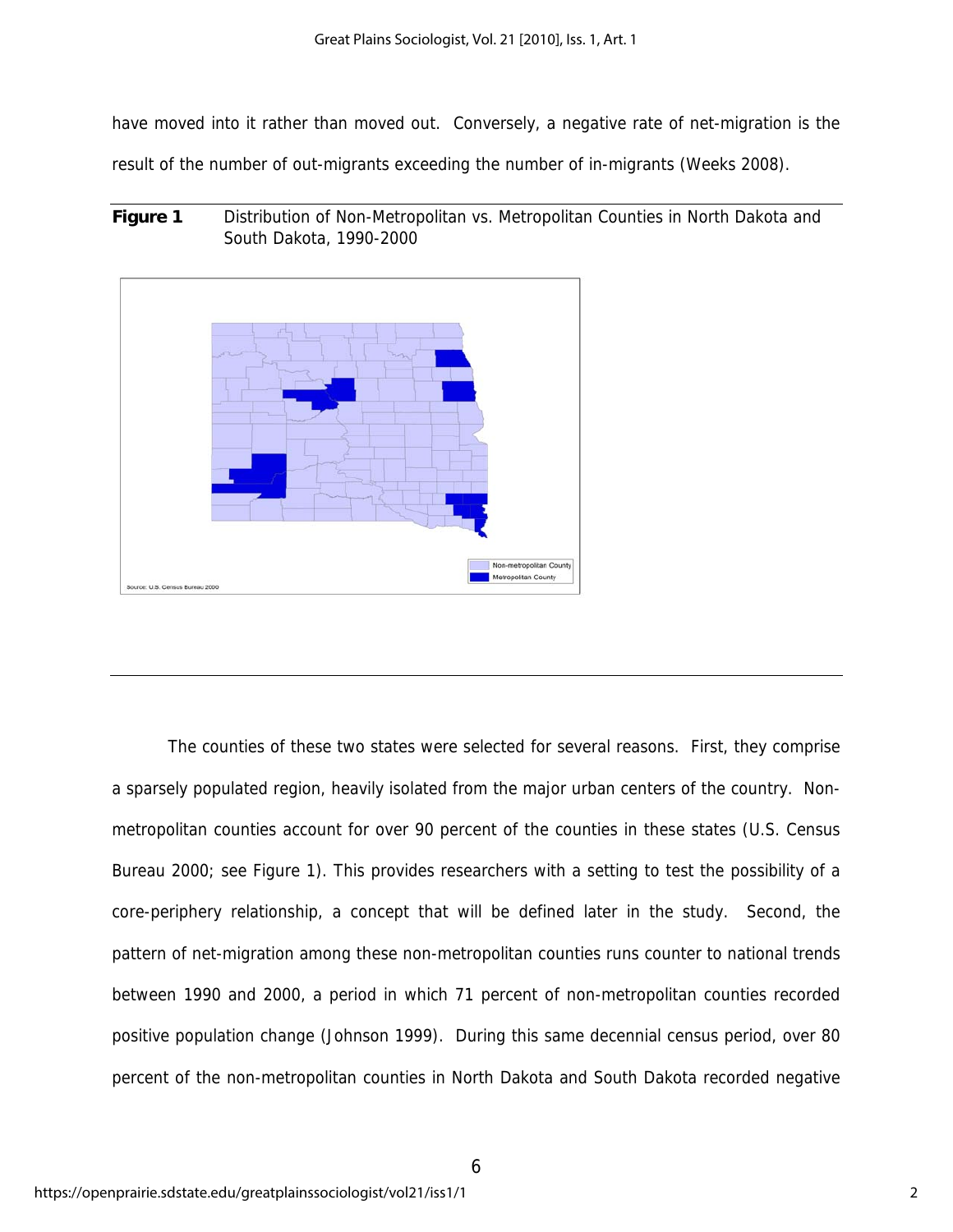have moved into it rather than moved out. Conversely, a negative rate of net-migration is the result of the number of out-migrants exceeding the number of in-migrants (Weeks 2008).

**Figure 1** Distribution of Non-Metropolitan vs. Metropolitan Counties in North Dakota and South Dakota, 1990-2000

The counties of these two states were selected for several reasons. First, they comprise a sparsely populated region, heavily isolated from the major urban centers of the country. Non-metropolitan counties account for over 90 percent of the counties in these states (U.S. Census Bureau 2000; see Figure 1). This provides researchers with a setting to test the possibility of a core-periphery relationship, a concept that will be defined later in the study. Second, the pattern of net-migration among these non-metropolitan counties runs counter to national trends between 1990 and 2000, a period in which 71 percent of non-metropolitan counties recorded positive population change (Johnson 1999). During this same decennial census period, over 80 percent of the non-metropolitan counties in North Dakota and South Dakota recorded negative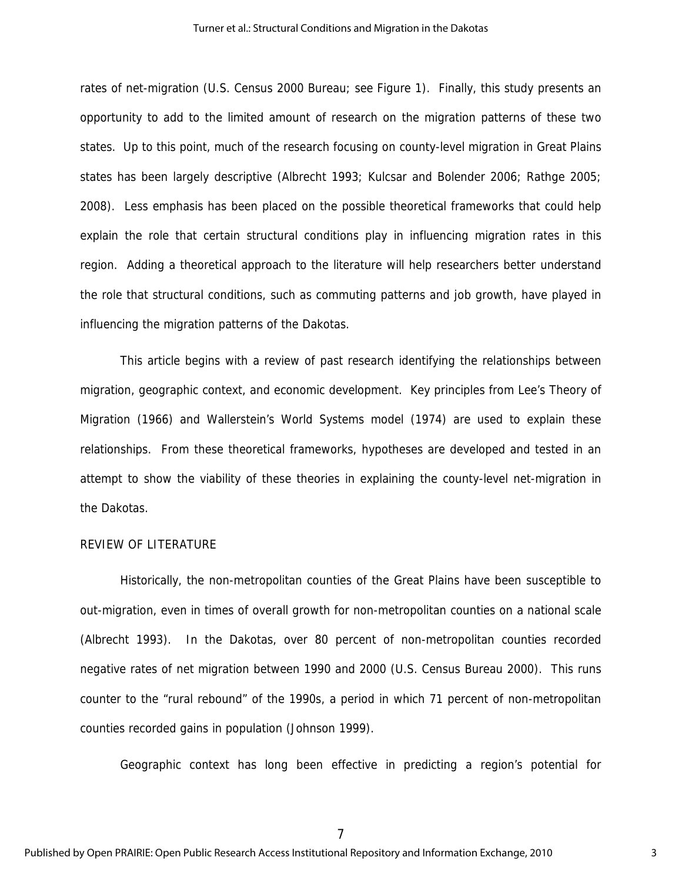rates of net-migration (U.S. Census 2000 Bureau; see Figure 1). Finally, this study presents an opportunity to add to the limited amount of research on the migration patterns of these two states. Up to this point, much of the research focusing on county-level migration in Great Plains states has been largely descriptive (Albrecht 1993; Kulcsar and Bolender 2006; Rathge 2005; 2008). Less emphasis has been placed on the possible theoretical frameworks that could help explain the role that certain structural conditions play in influencing migration rates in this region. Adding a theoretical approach to the literature will help researchers better understand the role that structural conditions, such as commuting patterns and job growth, have played in influencing the migration patterns of the Dakotas.

This article begins with a review of past research identifying the relationships between migration, geographic context, and economic development. Key principles from Lee's Theory of Migration (1966) and Wallerstein's World Systems model (1974) are used to explain these relationships. From these theoretical frameworks, hypotheses are developed and tested in an attempt to show the viability of these theories in explaining the county-level net-migration in the Dakotas.

## REVIEW OF LITERATURE

Historically, the non-metropolitan counties of the Great Plains have been susceptible to out-migration, even in times of overall growth for non-metropolitan counties on a national scale (Albrecht 1993). In the Dakotas, over 80 percent of non-metropolitan counties recorded negative rates of net migration between 1990 and 2000 (U.S. Census Bureau 2000). This runs counter to the "rural rebound" of the 1990s, a period in which 71 percent of non-metropolitan counties recorded gains in population (Johnson 1999).

Geographic context has long been effective in predicting a region's potential for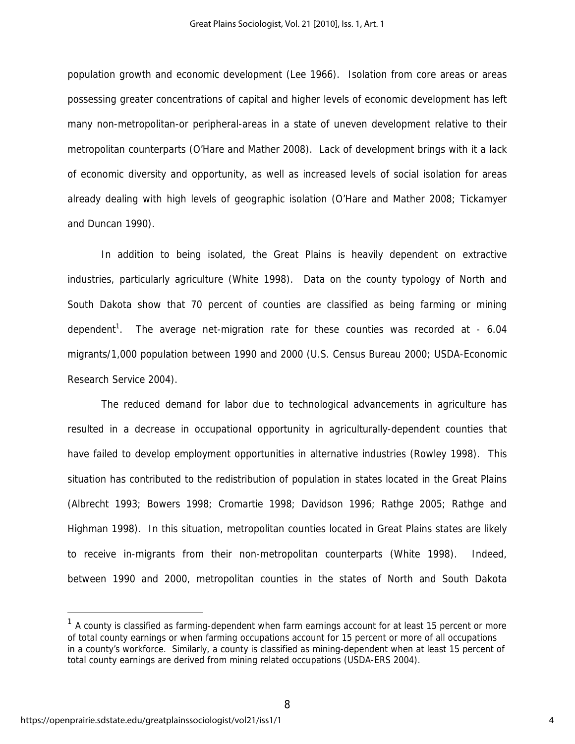population growth and economic development (Lee 1966). Isolation from core areas or areas possessing greater concentrations of capital and higher levels of economic development has left many non-metropolitan-or peripheral-areas in a state of uneven development relative to their metropolitan counterparts (O'Hare and Mather 2008). Lack of development brings with it a lack of economic diversity and opportunity, as well as increased levels of social isolation for areas already dealing with high levels of geographic isolation (O'Hare and Mather 2008; Tickamyer and Duncan 1990).

In addition to being isolated, the Great Plains is heavily dependent on extractive industries, particularly agriculture (White 1998). Data on the county typology of North and South Dakota show that 70 percent of counties are classified as being farming or mining dependent[1]. The average net-migration rate for these counties was recorded at - 6.04 migrants/1,000 population between 1990 and 2000 (U.S. Census Bureau 2000; USDA-Economic Research Service 2004).

The reduced demand for labor due to technological advancements in agriculture has resulted in a decrease in occupational opportunity in agriculturally-dependent counties that have failed to develop employment opportunities in alternative industries (Rowley 1998). This situation has contributed to the redistribution of population in states located in the Great Plains (Albrecht 1993; Bowers 1998; Cromartie 1998; Davidson 1996; Rathge 2005; Rathge and Highman 1998). In this situation, metropolitan counties located in Great Plains states are likely to receive in-migrants from their non-metropolitan counterparts (White 1998). Indeed, between 1990 and 2000, metropolitan counties in the states of North and South Dakota

---

[1] A county is classified as farming-dependent when farm earnings account for at least 15 percent or more of total county earnings or when farming occupations account for 15 percent or more of all occupations in a county's workforce. Similarly, a county is classified as mining-dependent when at least 15 percent of total county earnings are derived from mining related occupations (USDA-ERS 2004).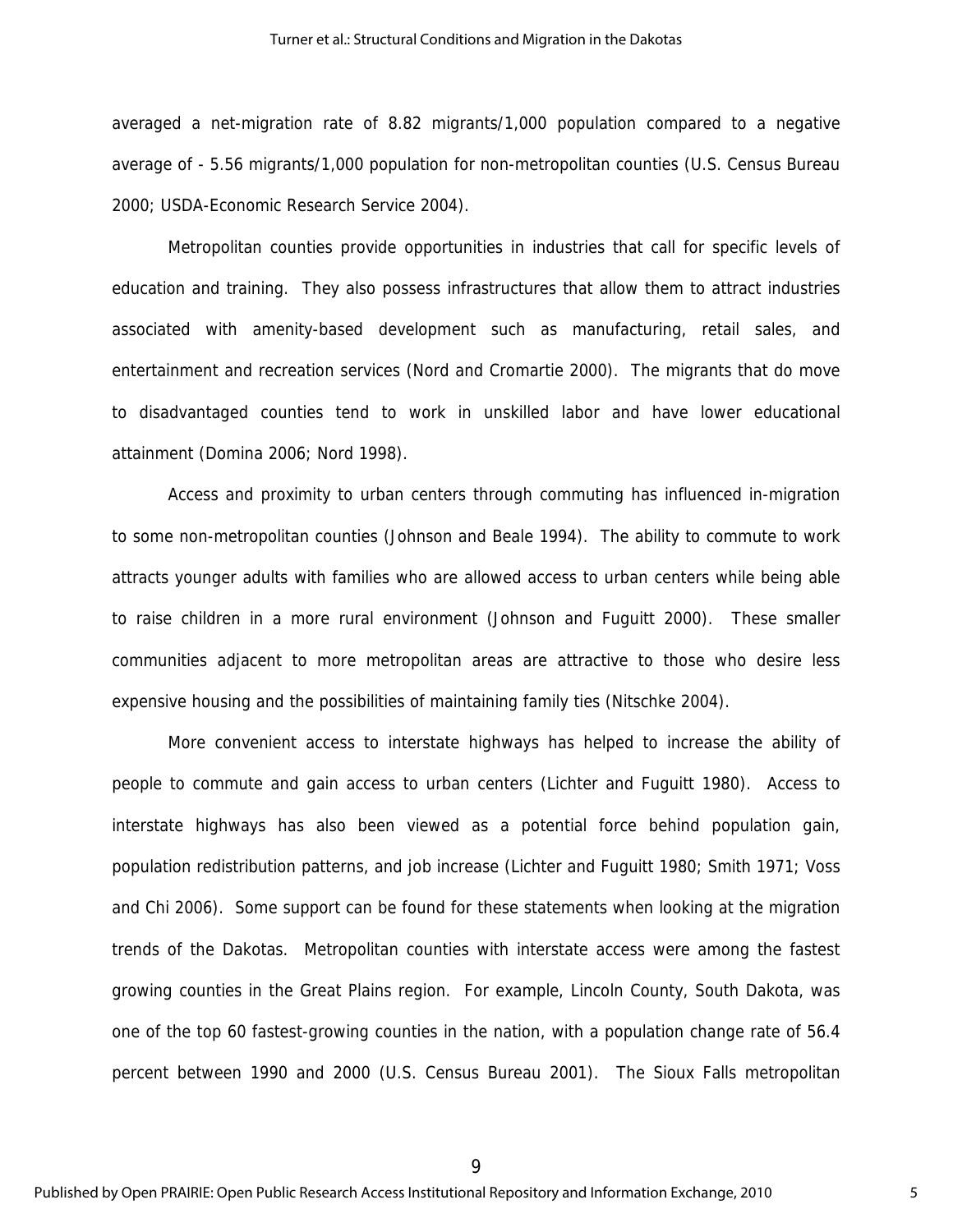averaged a net-migration rate of 8.82 migrants/1,000 population compared to a negative average of - 5.56 migrants/1,000 population for non-metropolitan counties (U.S. Census Bureau 2000; USDA-Economic Research Service 2004).

Metropolitan counties provide opportunities in industries that call for specific levels of education and training. They also possess infrastructures that allow them to attract industries associated with amenity-based development such as manufacturing, retail sales, and entertainment and recreation services (Nord and Cromartie 2000). The migrants that do move to disadvantaged counties tend to work in unskilled labor and have lower educational attainment (Domina 2006; Nord 1998).

Access and proximity to urban centers through commuting has influenced in-migration to some non-metropolitan counties (Johnson and Beale 1994). The ability to commute to work attracts younger adults with families who are allowed access to urban centers while being able to raise children in a more rural environment (Johnson and Fuguitt 2000). These smaller communities adjacent to more metropolitan areas are attractive to those who desire less expensive housing and the possibilities of maintaining family ties (Nitschke 2004).

More convenient access to interstate highways has helped to increase the ability of people to commute and gain access to urban centers (Lichter and Fuguitt 1980). Access to interstate highways has also been viewed as a potential force behind population gain, population redistribution patterns, and job increase (Lichter and Fuguitt 1980; Smith 1971; Voss and Chi 2006). Some support can be found for these statements when looking at the migration trends of the Dakotas. Metropolitan counties with interstate access were among the fastest growing counties in the Great Plains region. For example, Lincoln County, South Dakota, was one of the top 60 fastest-growing counties in the nation, with a population change rate of 56.4 percent between 1990 and 2000 (U.S. Census Bureau 2001). The Sioux Falls metropolitan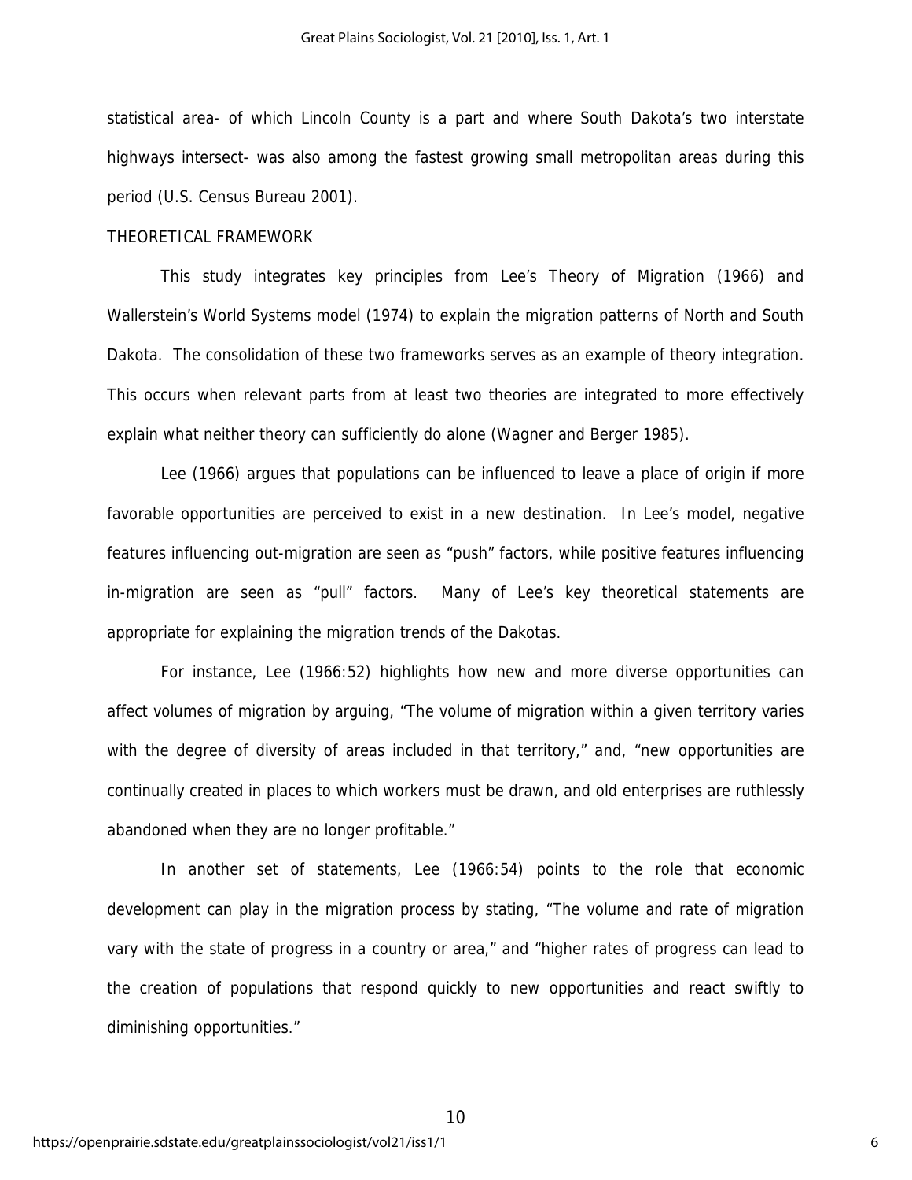statistical area- of which Lincoln County is a part and where South Dakota's two interstate highways intersect- was also among the fastest growing small metropolitan areas during this period (U.S. Census Bureau 2001).

## THEORETICAL FRAMEWORK

This study integrates key principles from Lee's Theory of Migration (1966) and Wallerstein's World Systems model (1974) to explain the migration patterns of North and South Dakota. The consolidation of these two frameworks serves as an example of theory integration. This occurs when relevant parts from at least two theories are integrated to more effectively explain what neither theory can sufficiently do alone (Wagner and Berger 1985).

Lee (1966) argues that populations can be influenced to leave a place of origin if more favorable opportunities are perceived to exist in a new destination. In Lee's model, negative features influencing out-migration are seen as "push" factors, while positive features influencing in-migration are seen as "pull" factors. Many of Lee's key theoretical statements are appropriate for explaining the migration trends of the Dakotas.

For instance, Lee (1966:52) highlights how new and more diverse opportunities can affect volumes of migration by arguing, "The volume of migration within a given territory varies with the degree of diversity of areas included in that territory," and, "new opportunities are continually created in places to which workers must be drawn, and old enterprises are ruthlessly abandoned when they are no longer profitable."

In another set of statements, Lee (1966:54) points to the role that economic development can play in the migration process by stating, "The volume and rate of migration vary with the state of progress in a country or area," and "higher rates of progress can lead to the creation of populations that respond quickly to new opportunities and react swiftly to diminishing opportunities."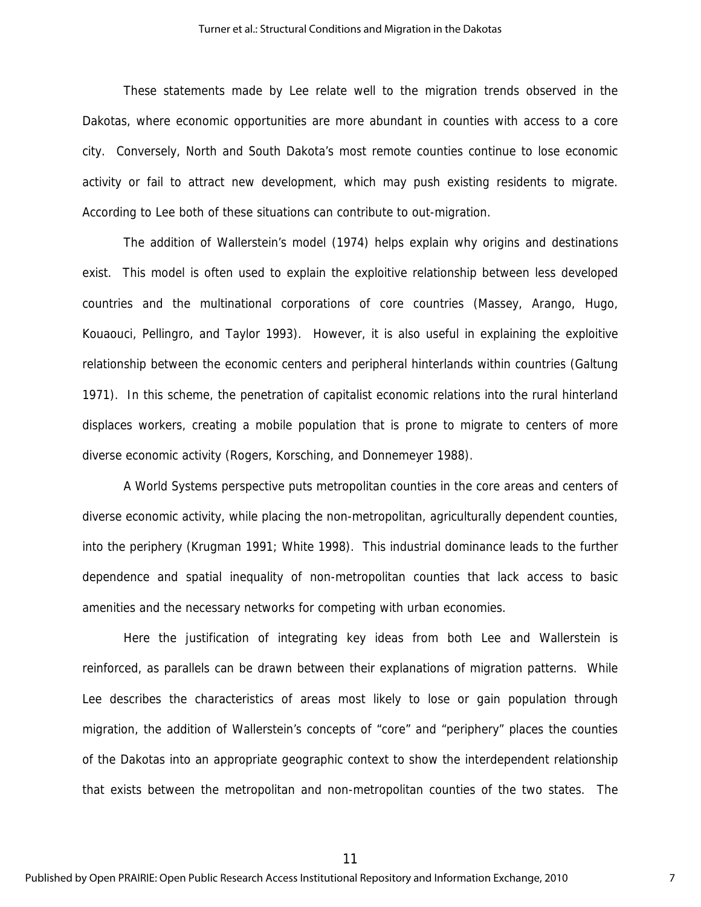These statements made by Lee relate well to the migration trends observed in the Dakotas, where economic opportunities are more abundant in counties with access to a core city. Conversely, North and South Dakota's most remote counties continue to lose economic activity or fail to attract new development, which may push existing residents to migrate. According to Lee both of these situations can contribute to out-migration.

The addition of Wallerstein's model (1974) helps explain why origins and destinations exist. This model is often used to explain the exploitive relationship between less developed countries and the multinational corporations of core countries (Massey, Arango, Hugo, Kouaouci, Pellingro, and Taylor 1993). However, it is also useful in explaining the exploitive relationship between the economic centers and peripheral hinterlands within countries (Galtung 1971). In this scheme, the penetration of capitalist economic relations into the rural hinterland displaces workers, creating a mobile population that is prone to migrate to centers of more diverse economic activity (Rogers, Korsching, and Donnemeyer 1988).

A World Systems perspective puts metropolitan counties in the core areas and centers of diverse economic activity, while placing the non-metropolitan, agriculturally dependent counties, into the periphery (Krugman 1991; White 1998). This industrial dominance leads to the further dependence and spatial inequality of non-metropolitan counties that lack access to basic amenities and the necessary networks for competing with urban economies.

Here the justification of integrating key ideas from both Lee and Wallerstein is reinforced, as parallels can be drawn between their explanations of migration patterns. While Lee describes the characteristics of areas most likely to lose or gain population through migration, the addition of Wallerstein's concepts of "core" and "periphery" places the counties of the Dakotas into an appropriate geographic context to show the interdependent relationship that exists between the metropolitan and non-metropolitan counties of the two states. The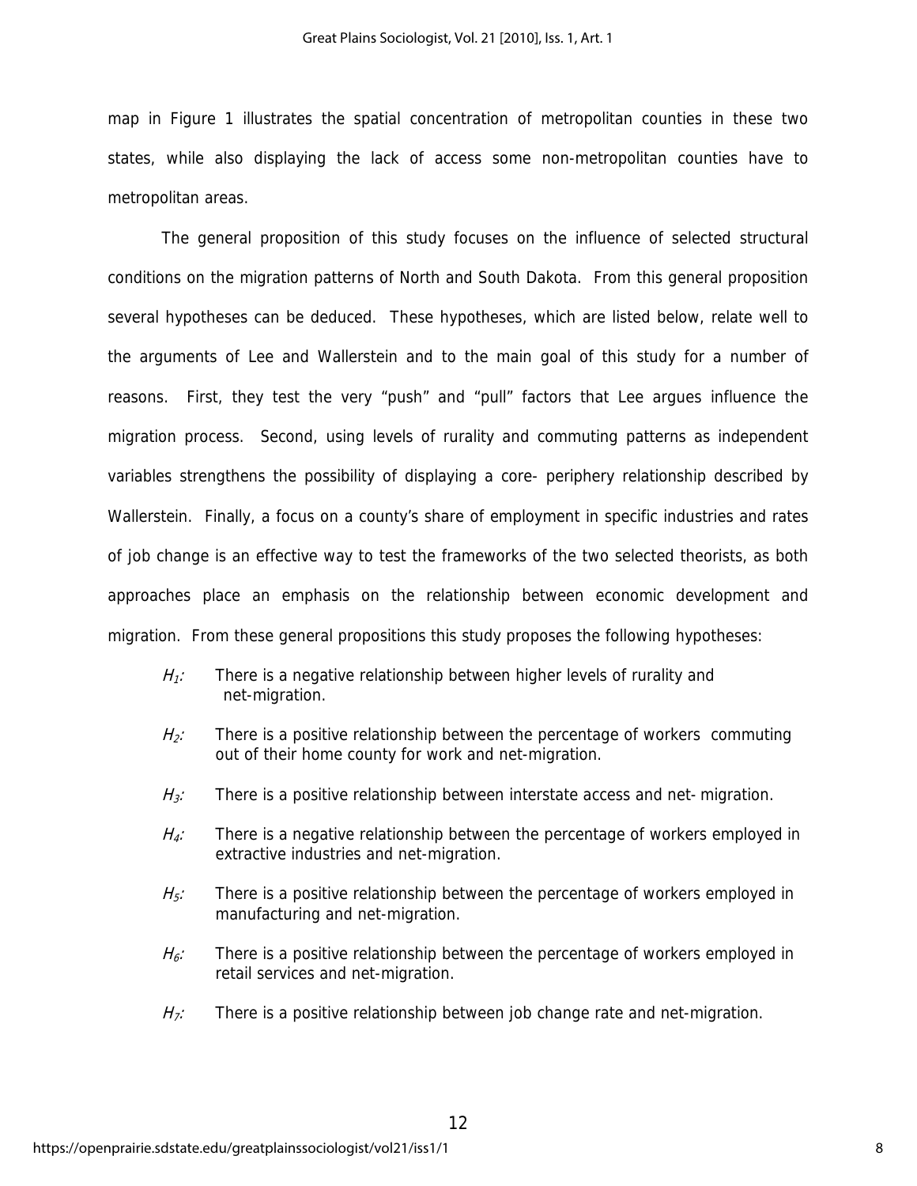map in Figure 1 illustrates the spatial concentration of metropolitan counties in these two states, while also displaying the lack of access some non-metropolitan counties have to metropolitan areas.

The general proposition of this study focuses on the influence of selected structural conditions on the migration patterns of North and South Dakota. From this general proposition several hypotheses can be deduced. These hypotheses, which are listed below, relate well to the arguments of Lee and Wallerstein and to the main goal of this study for a number of reasons. First, they test the very "push" and "pull" factors that Lee argues influence the migration process. Second, using levels of rurality and commuting patterns as independent variables strengthens the possibility of displaying a core- periphery relationship described by Wallerstein. Finally, a focus on a county's share of employment in specific industries and rates of job change is an effective way to test the frameworks of the two selected theorists, as both approaches place an emphasis on the relationship between economic development and migration. From these general propositions this study proposes the following hypotheses:

$H_1$: There is a negative relationship between higher levels of rurality and net-migration.

$H_2$: There is a positive relationship between the percentage of workers commuting out of their home county for work and net-migration.

$H_3$: There is a positive relationship between interstate access and net- migration.

$H_4$: There is a negative relationship between the percentage of workers employed in extractive industries and net-migration.

$H_5$: There is a positive relationship between the percentage of workers employed in manufacturing and net-migration.

$H_6$: There is a positive relationship between the percentage of workers employed in retail services and net-migration.

$H_7$: There is a positive relationship between job change rate and net-migration.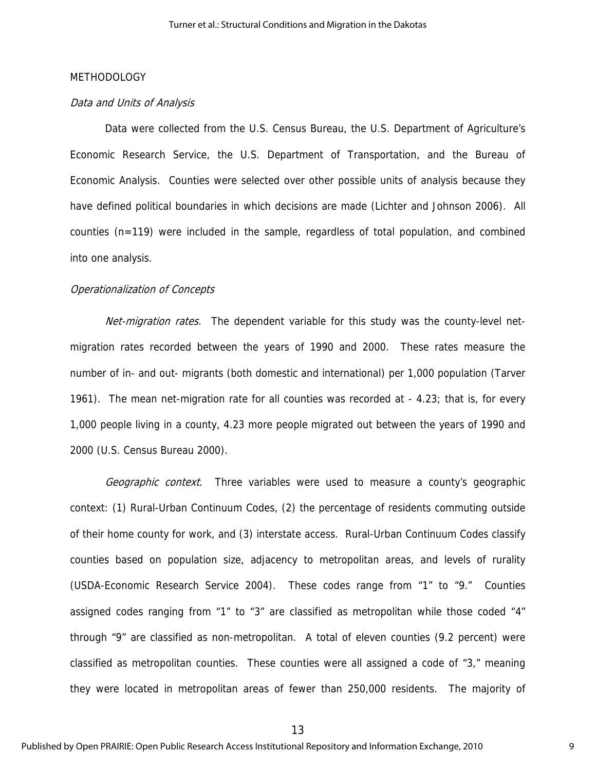METHODOLOGY

*Data and Units of Analysis*

Data were collected from the U.S. Census Bureau, the U.S. Department of Agriculture's Economic Research Service, the U.S. Department of Transportation, and the Bureau of Economic Analysis. Counties were selected over other possible units of analysis because they have defined political boundaries in which decisions are made (Lichter and Johnson 2006). All counties (n=119) were included in the sample, regardless of total population, and combined into one analysis.

*Operationalization of Concepts*

*Net-migration rates.* The dependent variable for this study was the county-level net-migration rates recorded between the years of 1990 and 2000. These rates measure the number of in- and out- migrants (both domestic and international) per 1,000 population (Tarver 1961). The mean net-migration rate for all counties was recorded at - 4.23; that is, for every 1,000 people living in a county, 4.23 more people migrated out between the years of 1990 and 2000 (U.S. Census Bureau 2000).

*Geographic context.* Three variables were used to measure a county's geographic context: (1) Rural-Urban Continuum Codes, (2) the percentage of residents commuting outside of their home county for work, and (3) interstate access. Rural-Urban Continuum Codes classify counties based on population size, adjacency to metropolitan areas, and levels of rurality (USDA-Economic Research Service 2004). These codes range from "1" to "9." Counties assigned codes ranging from "1" to "3" are classified as metropolitan while those coded "4" through "9" are classified as non-metropolitan. A total of eleven counties (9.2 percent) were classified as metropolitan counties. These counties were all assigned a code of "3," meaning they were located in metropolitan areas of fewer than 250,000 residents. The majority of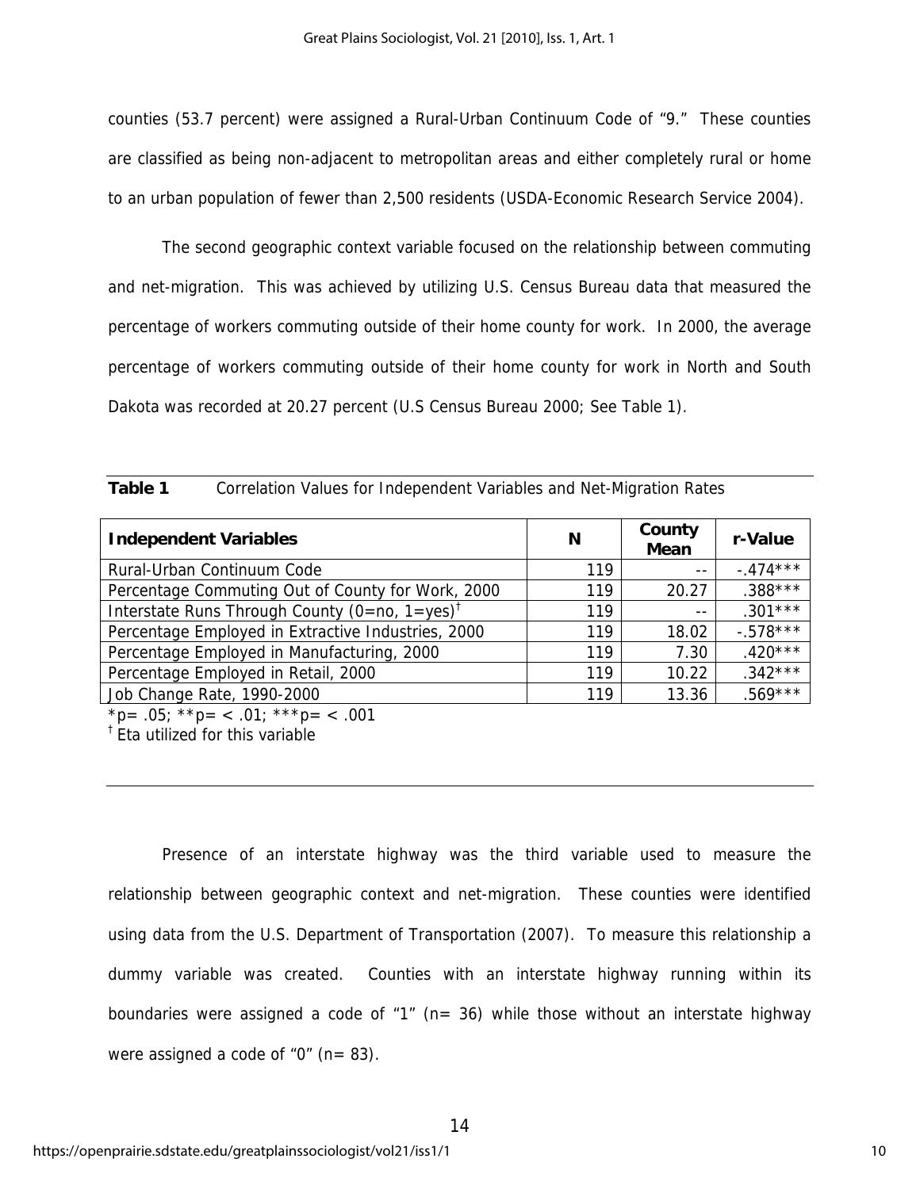counties (53.7 percent) were assigned a Rural-Urban Continuum Code of "9." These counties are classified as being non-adjacent to metropolitan areas and either completely rural or home to an urban population of fewer than 2,500 residents (USDA-Economic Research Service 2004).

The second geographic context variable focused on the relationship between commuting and net-migration. This was achieved by utilizing U.S. Census Bureau data that measured the percentage of workers commuting outside of their home county for work. In 2000, the average percentage of workers commuting outside of their home county for work in North and South Dakota was recorded at 20.27 percent (U.S Census Bureau 2000; See Table 1).

**Table 1** Correlation Values for Independent Variables and Net-Migration Rates

| Independent Variables | N | County Mean | r-Value |
|---|---|---|---|
| Rural-Urban Continuum Code | 119 | -- | -.474*** |
| Percentage Commuting Out of County for Work, 2000 | 119 | 20.27 | .388*** |
| Interstate Runs Through County (0=no, 1=yes)[†] | 119 | -- | .301*** |
| Percentage Employed in Extractive Industries, 2000 | 119 | 18.02 | -.578*** |
| Percentage Employed in Manufacturing, 2000 | 119 | 7.30 | .420*** |
| Percentage Employed in Retail, 2000 | 119 | 10.22 | .342*** |
| Job Change Rate, 1990-2000 | 119 | 13.36 | .569*** |

*p= .05; **p= < .01; ***p= < .001

[†] Eta utilized for this variable

Presence of an interstate highway was the third variable used to measure the relationship between geographic context and net-migration. These counties were identified using data from the U.S. Department of Transportation (2007). To measure this relationship a dummy variable was created. Counties with an interstate highway running within its boundaries were assigned a code of "1" (n= 36) while those without an interstate highway were assigned a code of "0" (n= 83).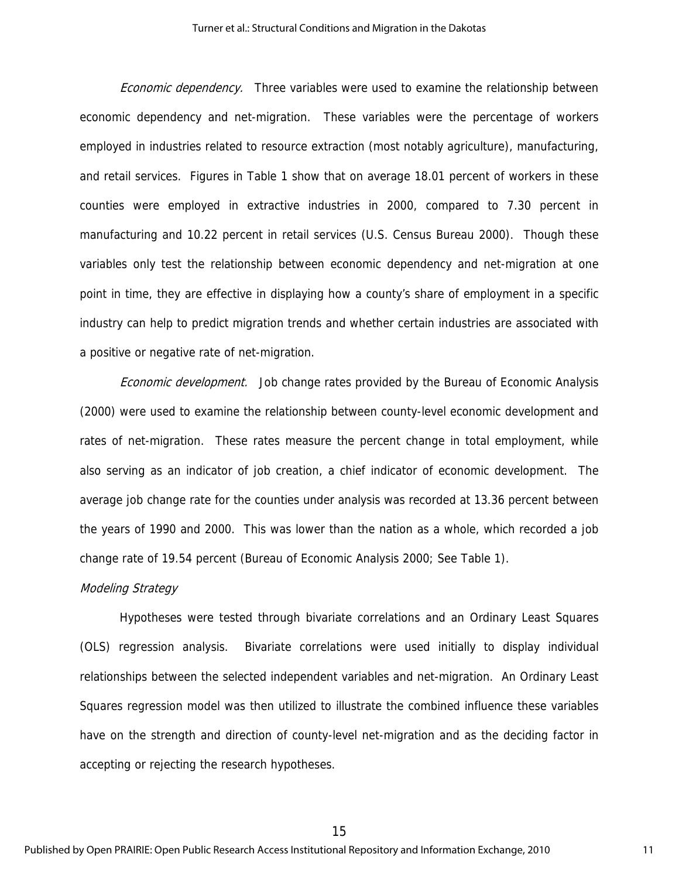*Economic dependency.* Three variables were used to examine the relationship between economic dependency and net-migration. These variables were the percentage of workers employed in industries related to resource extraction (most notably agriculture), manufacturing, and retail services. Figures in Table 1 show that on average 18.01 percent of workers in these counties were employed in extractive industries in 2000, compared to 7.30 percent in manufacturing and 10.22 percent in retail services (U.S. Census Bureau 2000). Though these variables only test the relationship between economic dependency and net-migration at one point in time, they are effective in displaying how a county's share of employment in a specific industry can help to predict migration trends and whether certain industries are associated with a positive or negative rate of net-migration.

*Economic development.* Job change rates provided by the Bureau of Economic Analysis (2000) were used to examine the relationship between county-level economic development and rates of net-migration. These rates measure the percent change in total employment, while also serving as an indicator of job creation, a chief indicator of economic development. The average job change rate for the counties under analysis was recorded at 13.36 percent between the years of 1990 and 2000. This was lower than the nation as a whole, which recorded a job change rate of 19.54 percent (Bureau of Economic Analysis 2000; See Table 1).

*Modeling Strategy*

Hypotheses were tested through bivariate correlations and an Ordinary Least Squares (OLS) regression analysis. Bivariate correlations were used initially to display individual relationships between the selected independent variables and net-migration. An Ordinary Least Squares regression model was then utilized to illustrate the combined influence these variables have on the strength and direction of county-level net-migration and as the deciding factor in accepting or rejecting the research hypotheses.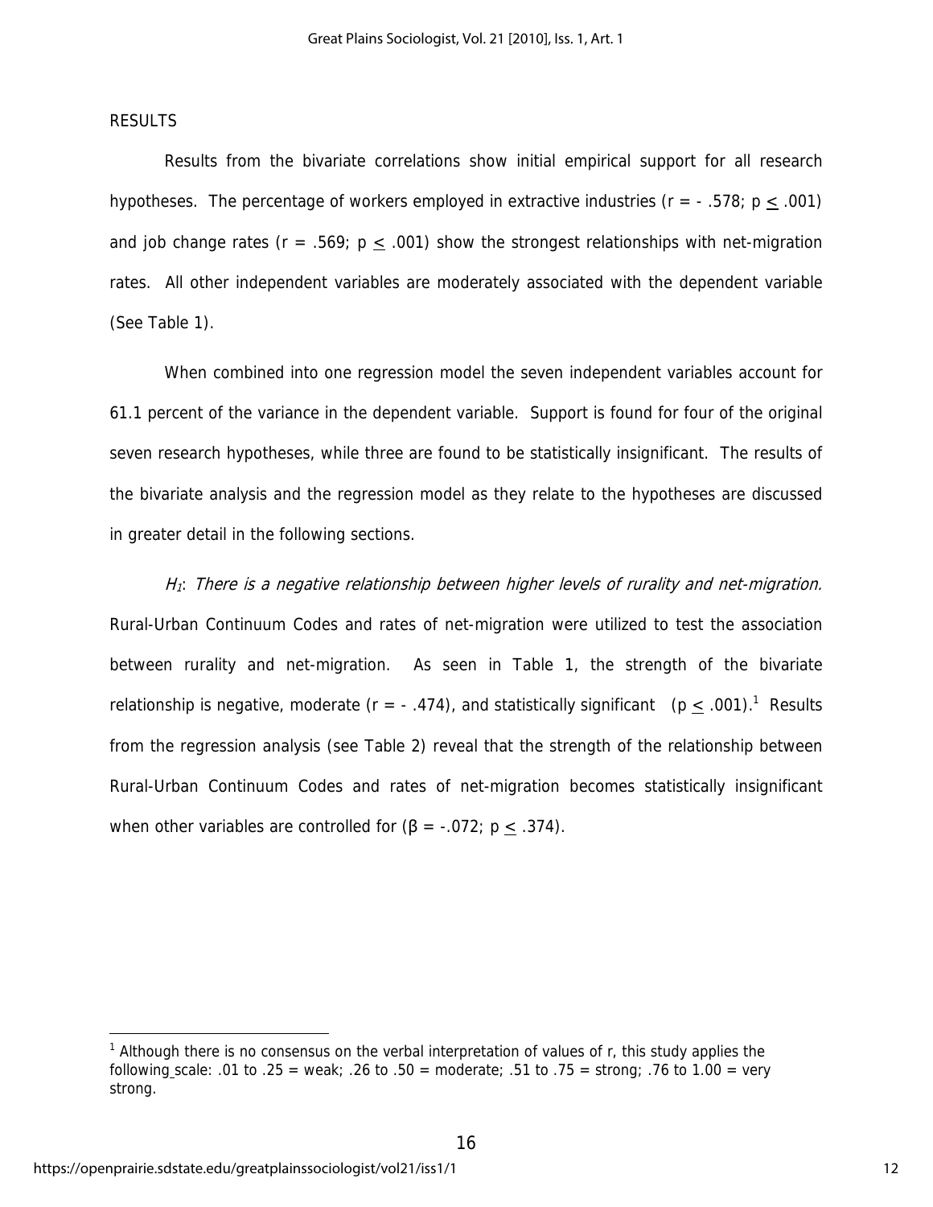## RESULTS

Results from the bivariate correlations show initial empirical support for all research hypotheses. The percentage of workers employed in extractive industries ($r = -.578$; $p \leq .001$) and job change rates ($r = .569$; $p \leq .001$) show the strongest relationships with net-migration rates. All other independent variables are moderately associated with the dependent variable (See Table 1).

When combined into one regression model the seven independent variables account for 61.1 percent of the variance in the dependent variable. Support is found for four of the original seven research hypotheses, while three are found to be statistically insignificant. The results of the bivariate analysis and the regression model as they relate to the hypotheses are discussed in greater detail in the following sections.

*$H_1$: There is a negative relationship between higher levels of rurality and net-migration.* Rural-Urban Continuum Codes and rates of net-migration were utilized to test the association between rurality and net-migration. As seen in Table 1, the strength of the bivariate relationship is negative, moderate ($r = -.474$), and statistically significant ($p \leq .001$).[1] Results from the regression analysis (see Table 2) reveal that the strength of the relationship between Rural-Urban Continuum Codes and rates of net-migration becomes statistically insignificant when other variables are controlled for ($\beta = -.072$; $p \leq .374$).

---

[1] Although there is no consensus on the verbal interpretation of values of r, this study applies the following scale: .01 to .25 = weak; .26 to .50 = moderate; .51 to .75 = strong; .76 to 1.00 = very strong.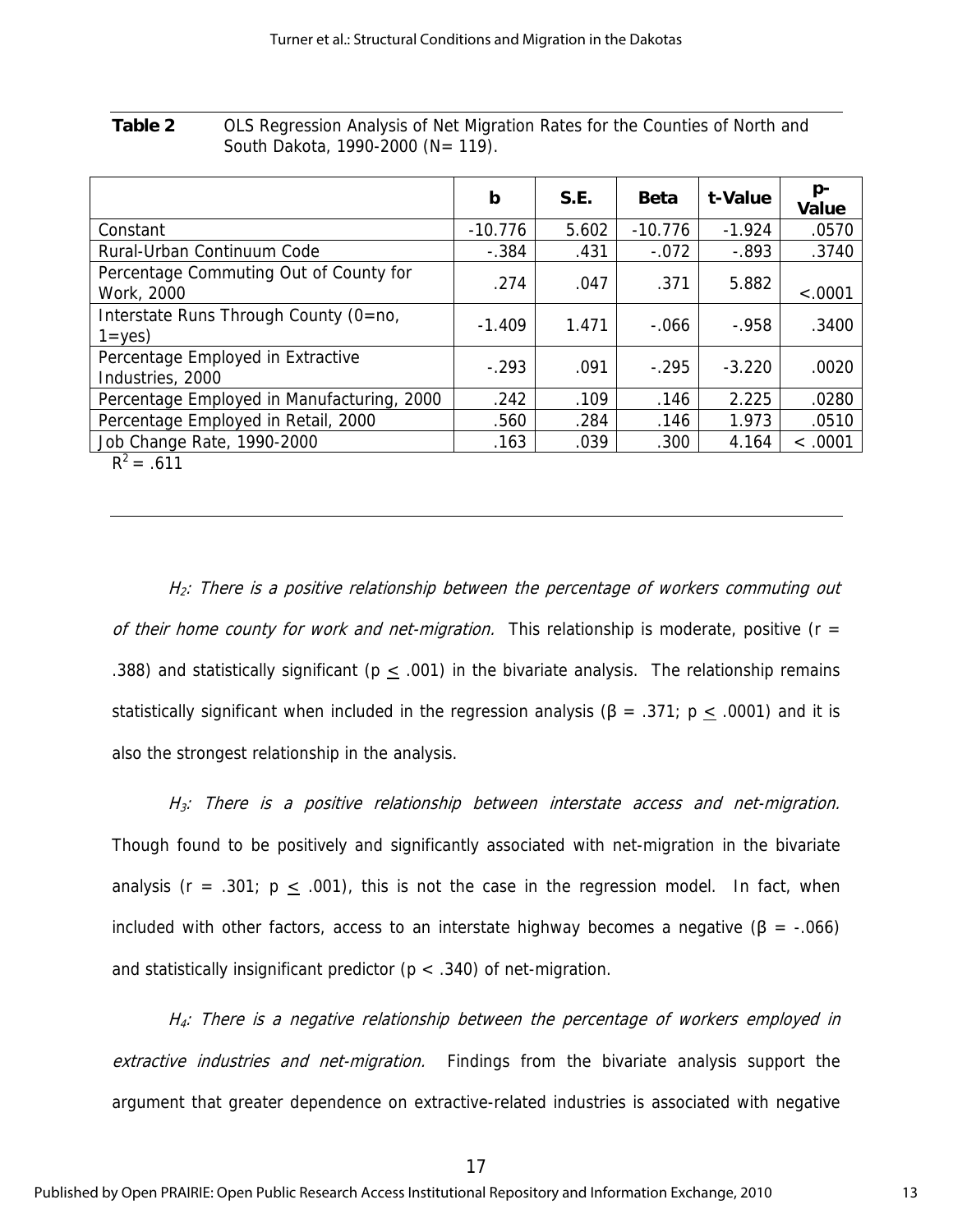**Table 2** OLS Regression Analysis of Net Migration Rates for the Counties of North and South Dakota, 1990-2000 (N= 119).

| | b | S.E. | Beta | t-Value | p-Value |
|---|---|---|---|---|---|
| Constant | -10.776 | 5.602 | -10.776 | -1.924 | .0570 |
| Rural-Urban Continuum Code | -.384 | .431 | -.072 | -.893 | .3740 |
| Percentage Commuting Out of County for Work, 2000 | .274 | .047 | .371 | 5.882 | <.0001 |
| Interstate Runs Through County (0=no, 1=yes) | -1.409 | 1.471 | -.066 | -.958 | .3400 |
| Percentage Employed in Extractive Industries, 2000 | -.293 | .091 | -.295 | -3.220 | .0020 |
| Percentage Employed in Manufacturing, 2000 | .242 | .109 | .146 | 2.225 | .0280 |
| Percentage Employed in Retail, 2000 | .560 | .284 | .146 | 1.973 | .0510 |
| Job Change Rate, 1990-2000 | .163 | .039 | .300 | 4.164 | < .0001 |

$R^2 = .611$

*$H_2$: There is a positive relationship between the percentage of workers commuting out of their home county for work and net-migration.* This relationship is moderate, positive (r = .388) and statistically significant ($p \leq .001$) in the bivariate analysis. The relationship remains statistically significant when included in the regression analysis ($\beta = .371$; $p \leq .0001$) and it is also the strongest relationship in the analysis.

*$H_3$: There is a positive relationship between interstate access and net-migration.* Though found to be positively and significantly associated with net-migration in the bivariate analysis ($r = .301$; $p \leq .001$), this is not the case in the regression model. In fact, when included with other factors, access to an interstate highway becomes a negative ($\beta = -.066$) and statistically insignificant predictor ($p < .340$) of net-migration.

*$H_4$: There is a negative relationship between the percentage of workers employed in extractive industries and net-migration.* Findings from the bivariate analysis support the argument that greater dependence on extractive-related industries is associated with negative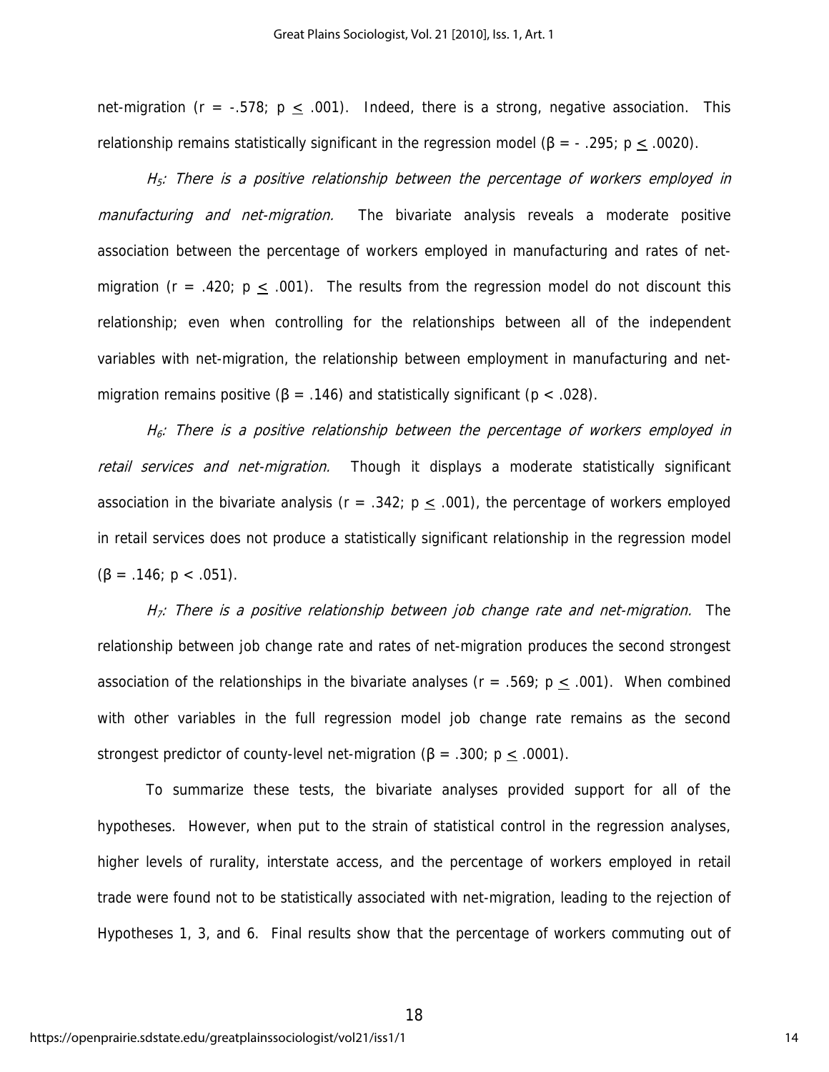net-migration ($r = -.578$; $p \leq .001$). Indeed, there is a strong, negative association. This relationship remains statistically significant in the regression model ($\beta = -.295$; $p \leq .0020$).

*$H_5$: There is a positive relationship between the percentage of workers employed in manufacturing and net-migration.* The bivariate analysis reveals a moderate positive association between the percentage of workers employed in manufacturing and rates of net-migration ($r = .420$; $p \leq .001$). The results from the regression model do not discount this relationship; even when controlling for the relationships between all of the independent variables with net-migration, the relationship between employment in manufacturing and net-migration remains positive ($\beta = .146$) and statistically significant ($p < .028$).

*$H_6$: There is a positive relationship between the percentage of workers employed in retail services and net-migration.* Though it displays a moderate statistically significant association in the bivariate analysis ($r = .342$; $p \leq .001$), the percentage of workers employed in retail services does not produce a statistically significant relationship in the regression model ($\beta = .146$; $p < .051$).

*$H_7$: There is a positive relationship between job change rate and net-migration.* The relationship between job change rate and rates of net-migration produces the second strongest association of the relationships in the bivariate analyses ($r = .569$; $p \leq .001$). When combined with other variables in the full regression model job change rate remains as the second strongest predictor of county-level net-migration ($\beta = .300$; $p \leq .0001$).

To summarize these tests, the bivariate analyses provided support for all of the hypotheses. However, when put to the strain of statistical control in the regression analyses, higher levels of rurality, interstate access, and the percentage of workers employed in retail trade were found not to be statistically associated with net-migration, leading to the rejection of Hypotheses 1, 3, and 6. Final results show that the percentage of workers commuting out of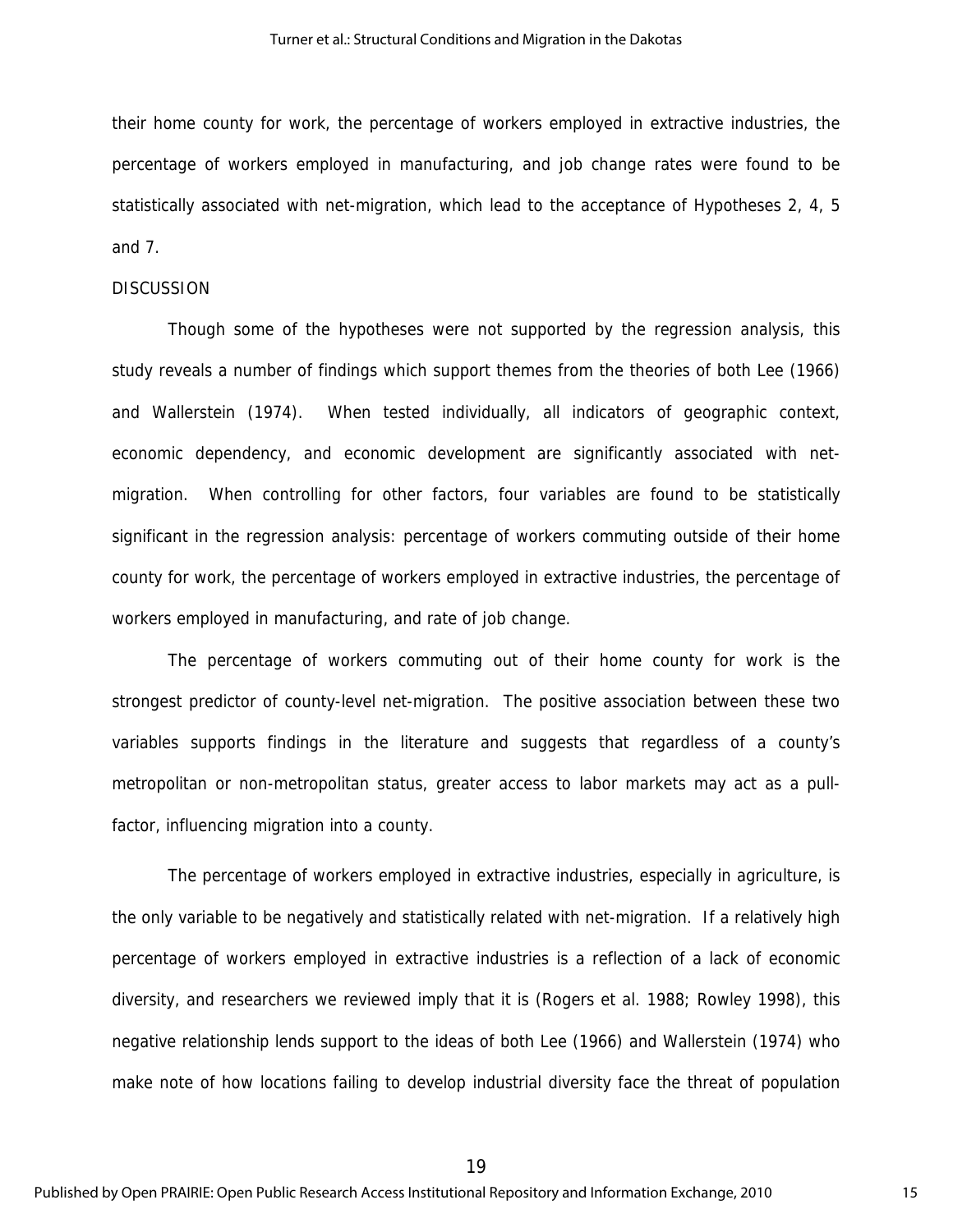their home county for work, the percentage of workers employed in extractive industries, the percentage of workers employed in manufacturing, and job change rates were found to be statistically associated with net-migration, which lead to the acceptance of Hypotheses 2, 4, 5 and 7.

## DISCUSSION

Though some of the hypotheses were not supported by the regression analysis, this study reveals a number of findings which support themes from the theories of both Lee (1966) and Wallerstein (1974). When tested individually, all indicators of geographic context, economic dependency, and economic development are significantly associated with net-migration. When controlling for other factors, four variables are found to be statistically significant in the regression analysis: percentage of workers commuting outside of their home county for work, the percentage of workers employed in extractive industries, the percentage of workers employed in manufacturing, and rate of job change.

The percentage of workers commuting out of their home county for work is the strongest predictor of county-level net-migration. The positive association between these two variables supports findings in the literature and suggests that regardless of a county's metropolitan or non-metropolitan status, greater access to labor markets may act as a pull-factor, influencing migration into a county.

The percentage of workers employed in extractive industries, especially in agriculture, is the only variable to be negatively and statistically related with net-migration. If a relatively high percentage of workers employed in extractive industries is a reflection of a lack of economic diversity, and researchers we reviewed imply that it is (Rogers et al. 1988; Rowley 1998), this negative relationship lends support to the ideas of both Lee (1966) and Wallerstein (1974) who make note of how locations failing to develop industrial diversity face the threat of population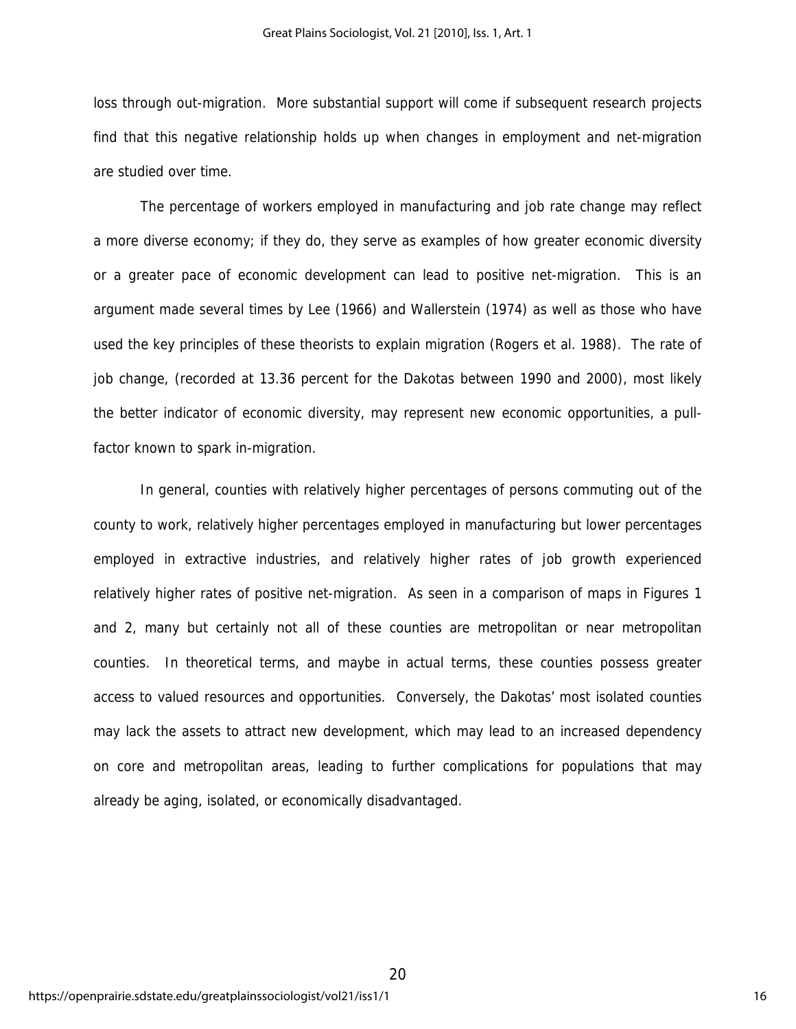loss through out-migration. More substantial support will come if subsequent research projects find that this negative relationship holds up when changes in employment and net-migration are studied over time.

The percentage of workers employed in manufacturing and job rate change may reflect a more diverse economy; if they do, they serve as examples of how greater economic diversity or a greater pace of economic development can lead to positive net-migration. This is an argument made several times by Lee (1966) and Wallerstein (1974) as well as those who have used the key principles of these theorists to explain migration (Rogers et al. 1988). The rate of job change, (recorded at 13.36 percent for the Dakotas between 1990 and 2000), most likely the better indicator of economic diversity, may represent new economic opportunities, a pull-factor known to spark in-migration.

In general, counties with relatively higher percentages of persons commuting out of the county to work, relatively higher percentages employed in manufacturing but lower percentages employed in extractive industries, and relatively higher rates of job growth experienced relatively higher rates of positive net-migration. As seen in a comparison of maps in Figures 1 and 2, many but certainly not all of these counties are metropolitan or near metropolitan counties. In theoretical terms, and maybe in actual terms, these counties possess greater access to valued resources and opportunities. Conversely, the Dakotas' most isolated counties may lack the assets to attract new development, which may lead to an increased dependency on core and metropolitan areas, leading to further complications for populations that may already be aging, isolated, or economically disadvantaged.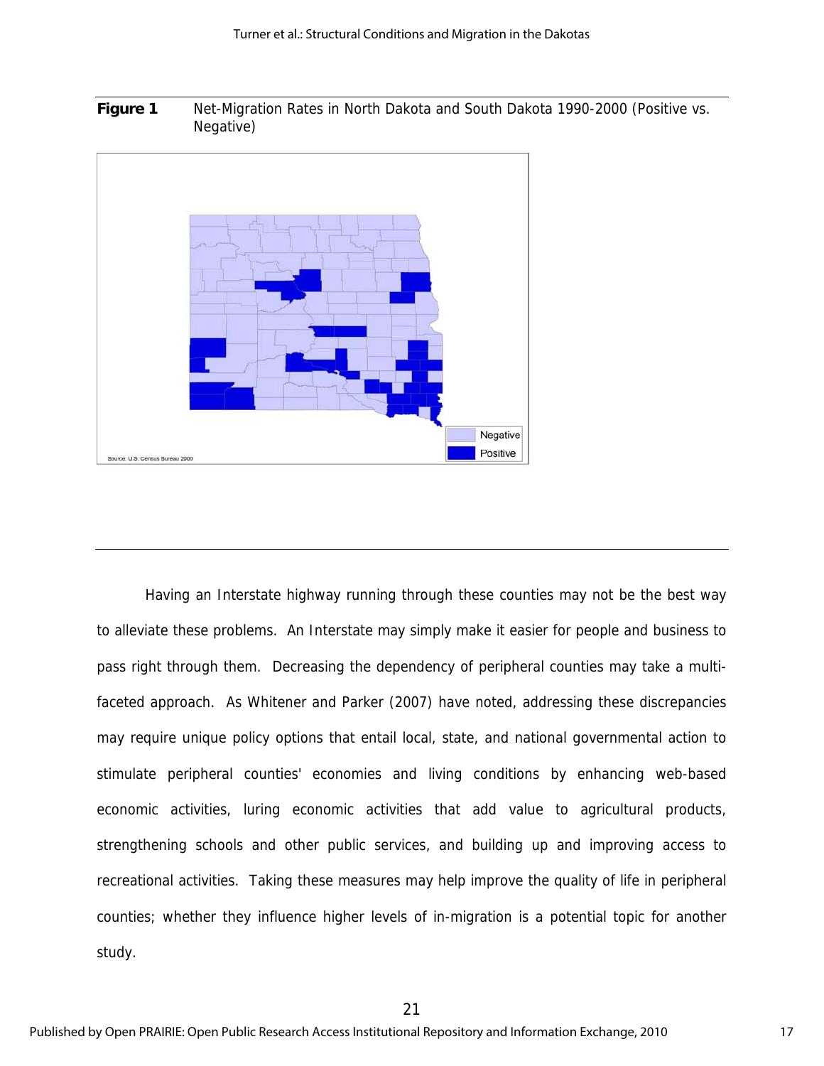**Figure 1** Net-Migration Rates in North Dakota and South Dakota 1990-2000 (Positive vs. Negative)

Having an Interstate highway running through these counties may not be the best way to alleviate these problems. An Interstate may simply make it easier for people and business to pass right through them. Decreasing the dependency of peripheral counties may take a multi-faceted approach. As Whitener and Parker (2007) have noted, addressing these discrepancies may require unique policy options that entail local, state, and national governmental action to stimulate peripheral counties' economies and living conditions by enhancing web-based economic activities, luring economic activities that add value to agricultural products, strengthening schools and other public services, and building up and improving access to recreational activities. Taking these measures may help improve the quality of life in peripheral counties; whether they influence higher levels of in-migration is a potential topic for another study.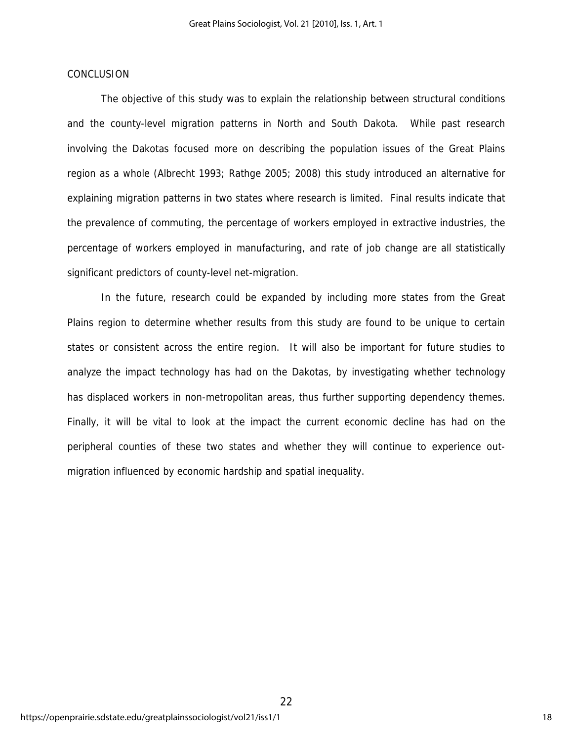## CONCLUSION

The objective of this study was to explain the relationship between structural conditions and the county-level migration patterns in North and South Dakota. While past research involving the Dakotas focused more on describing the population issues of the Great Plains region as a whole (Albrecht 1993; Rathge 2005; 2008) this study introduced an alternative for explaining migration patterns in two states where research is limited. Final results indicate that the prevalence of commuting, the percentage of workers employed in extractive industries, the percentage of workers employed in manufacturing, and rate of job change are all statistically significant predictors of county-level net-migration.

In the future, research could be expanded by including more states from the Great Plains region to determine whether results from this study are found to be unique to certain states or consistent across the entire region. It will also be important for future studies to analyze the impact technology has had on the Dakotas, by investigating whether technology has displaced workers in non-metropolitan areas, thus further supporting dependency themes. Finally, it will be vital to look at the impact the current economic decline has had on the peripheral counties of these two states and whether they will continue to experience out-migration influenced by economic hardship and spatial inequality.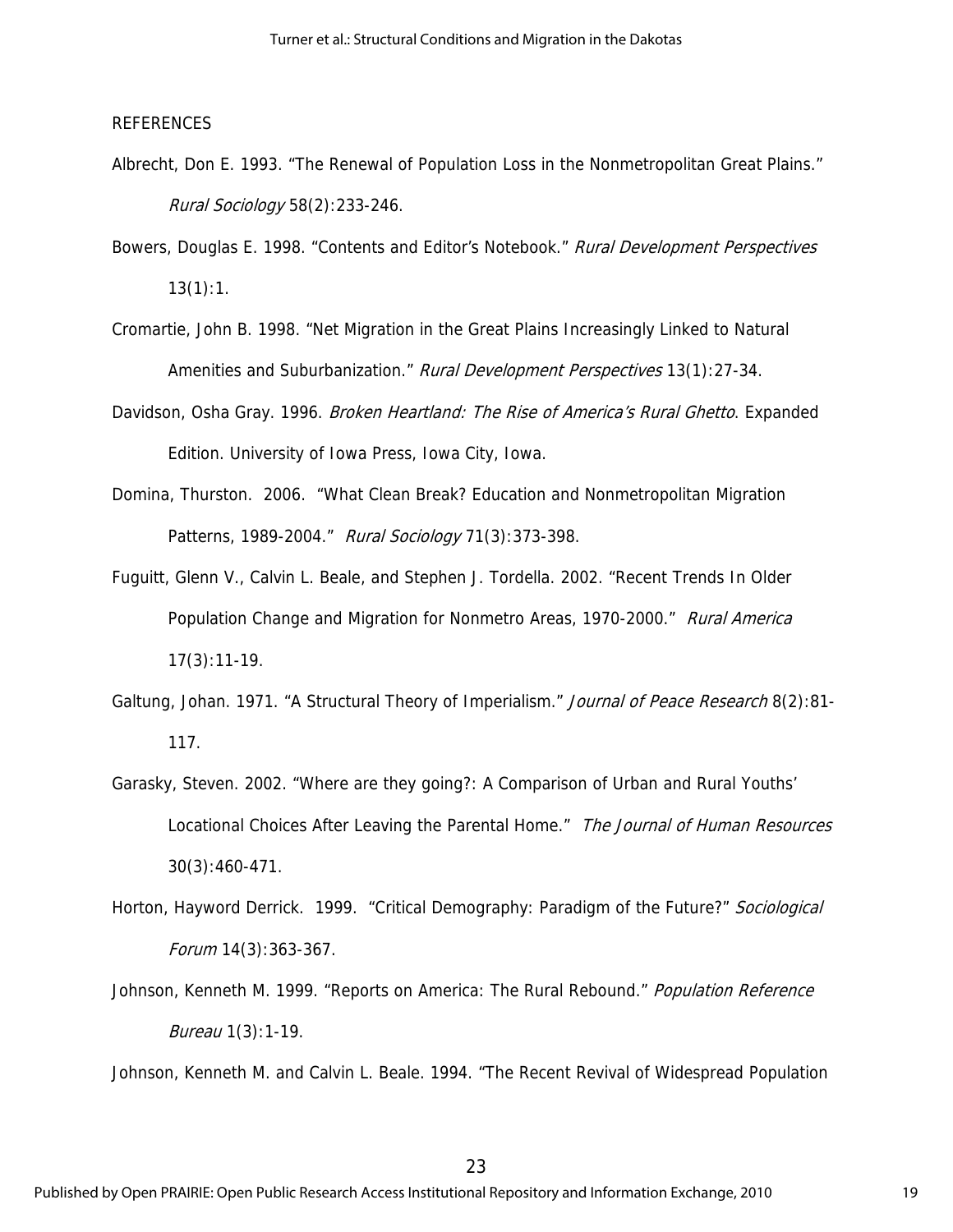REFERENCES

Albrecht, Don E. 1993. "The Renewal of Population Loss in the Nonmetropolitan Great Plains." *Rural Sociology* 58(2):233-246.

Bowers, Douglas E. 1998. "Contents and Editor's Notebook." *Rural Development Perspectives* 13(1):1.

Cromartie, John B. 1998. "Net Migration in the Great Plains Increasingly Linked to Natural Amenities and Suburbanization." *Rural Development Perspectives* 13(1):27-34.

Davidson, Osha Gray. 1996. *Broken Heartland: The Rise of America's Rural Ghetto*. Expanded Edition. University of Iowa Press, Iowa City, Iowa.

Domina, Thurston. 2006. "What Clean Break? Education and Nonmetropolitan Migration Patterns, 1989-2004." *Rural Sociology* 71(3):373-398.

Fuguitt, Glenn V., Calvin L. Beale, and Stephen J. Tordella. 2002. "Recent Trends In Older Population Change and Migration for Nonmetro Areas, 1970-2000." *Rural America* 17(3):11-19.

Galtung, Johan. 1971. "A Structural Theory of Imperialism." *Journal of Peace Research* 8(2):81-117.

Garasky, Steven. 2002. "Where are they going?: A Comparison of Urban and Rural Youths' Locational Choices After Leaving the Parental Home." *The Journal of Human Resources* 30(3):460-471.

Horton, Hayword Derrick. 1999. "Critical Demography: Paradigm of the Future?" *Sociological Forum* 14(3):363-367.

Johnson, Kenneth M. 1999. "Reports on America: The Rural Rebound." *Population Reference Bureau* 1(3):1-19.

Johnson, Kenneth M. and Calvin L. Beale. 1994. "The Recent Revival of Widespread Population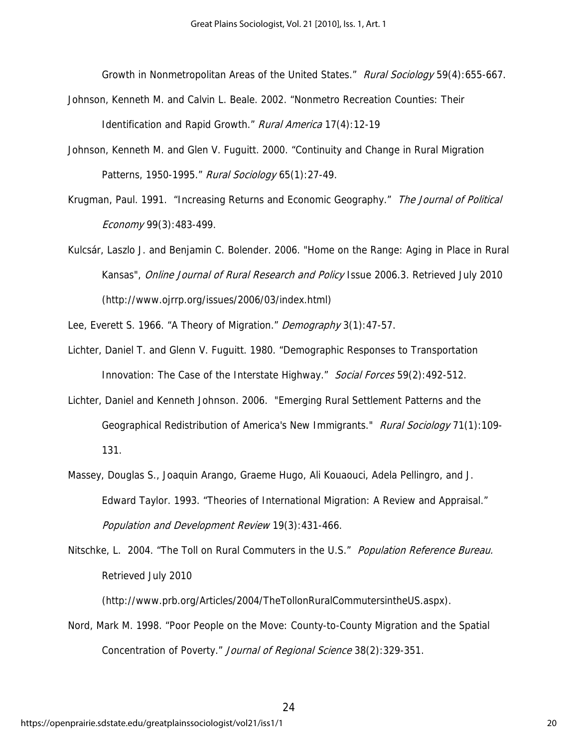Growth in Nonmetropolitan Areas of the United States." *Rural Sociology* 59(4):655-667.

Johnson, Kenneth M. and Calvin L. Beale. 2002. "Nonmetro Recreation Counties: Their Identification and Rapid Growth." *Rural America* 17(4):12-19

Johnson, Kenneth M. and Glen V. Fuguitt. 2000. "Continuity and Change in Rural Migration Patterns, 1950-1995." *Rural Sociology* 65(1):27-49.

Krugman, Paul. 1991. "Increasing Returns and Economic Geography." *The Journal of Political Economy* 99(3):483-499.

Kulcsár, Laszlo J. and Benjamin C. Bolender. 2006. "Home on the Range: Aging in Place in Rural Kansas", *Online Journal of Rural Research and Policy* Issue 2006.3. Retrieved July 2010 (http://www.ojrrp.org/issues/2006/03/index.html)

Lee, Everett S. 1966. "A Theory of Migration." *Demography* 3(1):47-57.

Lichter, Daniel T. and Glenn V. Fuguitt. 1980. "Demographic Responses to Transportation Innovation: The Case of the Interstate Highway." *Social Forces* 59(2):492-512.

Lichter, Daniel and Kenneth Johnson. 2006. "Emerging Rural Settlement Patterns and the Geographical Redistribution of America's New Immigrants." *Rural Sociology* 71(1):109-131.

Massey, Douglas S., Joaquin Arango, Graeme Hugo, Ali Kouaouci, Adela Pellingro, and J. Edward Taylor. 1993. "Theories of International Migration: A Review and Appraisal." *Population and Development Review* 19(3):431-466.

Nitschke, L. 2004. "The Toll on Rural Commuters in the U.S." *Population Reference Bureau.* Retrieved July 2010 (http://www.prb.org/Articles/2004/TheTollonRuralCommutersintheUS.aspx).

Nord, Mark M. 1998. "Poor People on the Move: County-to-County Migration and the Spatial Concentration of Poverty." *Journal of Regional Science* 38(2):329-351.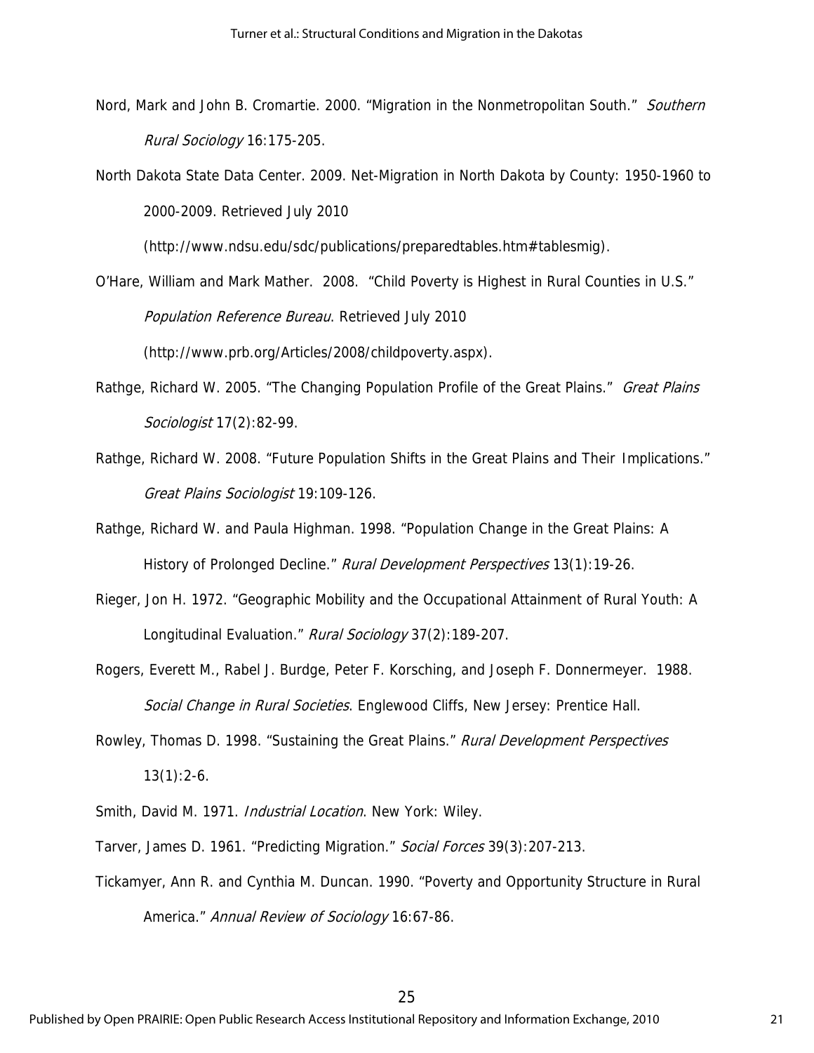Nord, Mark and John B. Cromartie. 2000. "Migration in the Nonmetropolitan South." *Southern Rural Sociology* 16:175-205.

North Dakota State Data Center. 2009. Net-Migration in North Dakota by County: 1950-1960 to 2000-2009. Retrieved July 2010 (http://www.ndsu.edu/sdc/publications/preparedtables.htm#tablesmig).

O'Hare, William and Mark Mather. 2008. "Child Poverty is Highest in Rural Counties in U.S." *Population Reference Bureau*. Retrieved July 2010 (http://www.prb.org/Articles/2008/childpoverty.aspx).

Rathge, Richard W. 2005. "The Changing Population Profile of the Great Plains." *Great Plains Sociologist* 17(2):82-99.

Rathge, Richard W. 2008. "Future Population Shifts in the Great Plains and Their Implications." *Great Plains Sociologist* 19:109-126.

Rathge, Richard W. and Paula Highman. 1998. "Population Change in the Great Plains: A History of Prolonged Decline." *Rural Development Perspectives* 13(1):19-26.

Rieger, Jon H. 1972. "Geographic Mobility and the Occupational Attainment of Rural Youth: A Longitudinal Evaluation." *Rural Sociology* 37(2):189-207.

Rogers, Everett M., Rabel J. Burdge, Peter F. Korsching, and Joseph F. Donnermeyer. 1988. *Social Change in Rural Societies*. Englewood Cliffs, New Jersey: Prentice Hall.

Rowley, Thomas D. 1998. "Sustaining the Great Plains." *Rural Development Perspectives* 13(1):2-6.

Smith, David M. 1971. *Industrial Location*. New York: Wiley.

Tarver, James D. 1961. "Predicting Migration." *Social Forces* 39(3):207-213.

Tickamyer, Ann R. and Cynthia M. Duncan. 1990. "Poverty and Opportunity Structure in Rural America." *Annual Review of Sociology* 16:67-86.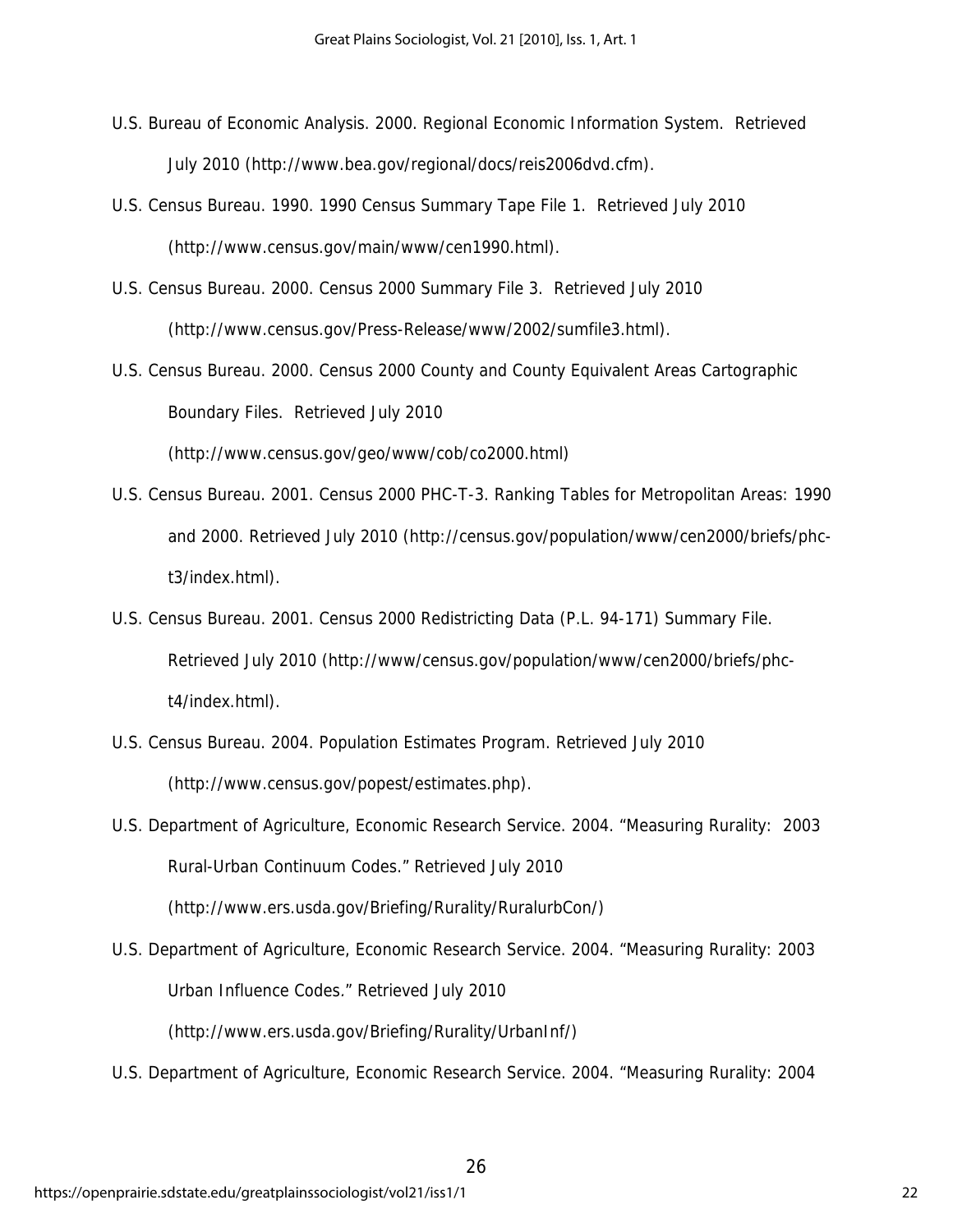U.S. Bureau of Economic Analysis. 2000. Regional Economic Information System. Retrieved July 2010 (http://www.bea.gov/regional/docs/reis2006dvd.cfm).

U.S. Census Bureau. 1990. 1990 Census Summary Tape File 1. Retrieved July 2010 (http://www.census.gov/main/www/cen1990.html).

U.S. Census Bureau. 2000. Census 2000 Summary File 3. Retrieved July 2010 (http://www.census.gov/Press-Release/www/2002/sumfile3.html).

U.S. Census Bureau. 2000. Census 2000 County and County Equivalent Areas Cartographic Boundary Files. Retrieved July 2010 (http://www.census.gov/geo/www/cob/co2000.html)

U.S. Census Bureau. 2001. Census 2000 PHC-T-3. Ranking Tables for Metropolitan Areas: 1990 and 2000. Retrieved July 2010 (http://census.gov/population/www/cen2000/briefs/phc-t3/index.html).

U.S. Census Bureau. 2001. Census 2000 Redistricting Data (P.L. 94-171) Summary File. Retrieved July 2010 (http://www/census.gov/population/www/cen2000/briefs/phc-t4/index.html).

U.S. Census Bureau. 2004. Population Estimates Program. Retrieved July 2010 (http://www.census.gov/popest/estimates.php).

U.S. Department of Agriculture, Economic Research Service. 2004. "Measuring Rurality: 2003 Rural-Urban Continuum Codes." Retrieved July 2010 (http://www.ers.usda.gov/Briefing/Rurality/RuralurbCon/)

U.S. Department of Agriculture, Economic Research Service. 2004. "Measuring Rurality: 2003 Urban Influence Codes." Retrieved July 2010 (http://www.ers.usda.gov/Briefing/Rurality/UrbanInf/)

U.S. Department of Agriculture, Economic Research Service. 2004. "Measuring Rurality: 2004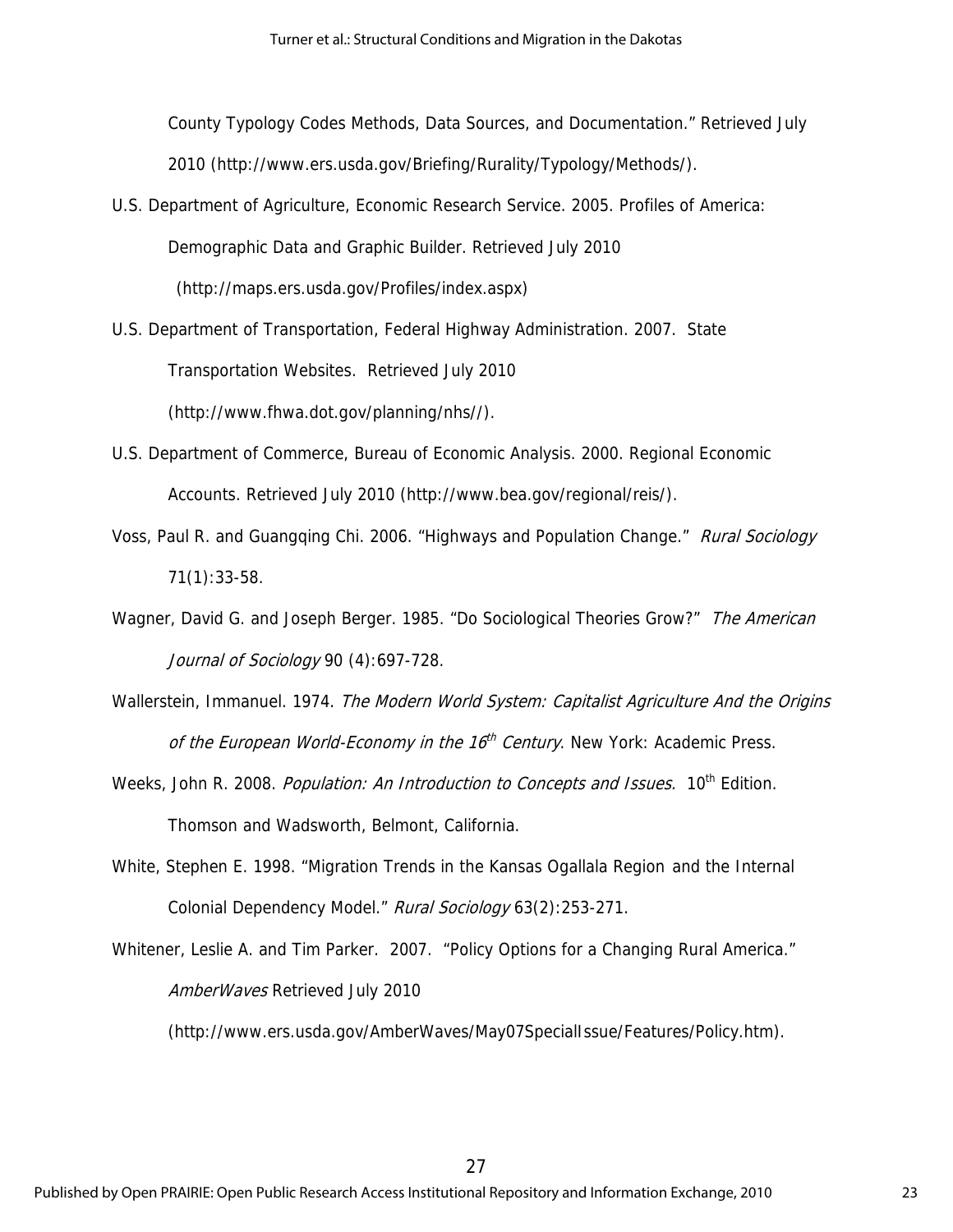County Typology Codes Methods, Data Sources, and Documentation." Retrieved July 2010 (http://www.ers.usda.gov/Briefing/Rurality/Typology/Methods/).

U.S. Department of Agriculture, Economic Research Service. 2005. Profiles of America: Demographic Data and Graphic Builder. Retrieved July 2010 (http://maps.ers.usda.gov/Profiles/index.aspx)

U.S. Department of Transportation, Federal Highway Administration. 2007. State Transportation Websites. Retrieved July 2010 (http://www.fhwa.dot.gov/planning/nhs//).

U.S. Department of Commerce, Bureau of Economic Analysis. 2000. Regional Economic Accounts. Retrieved July 2010 (http://www.bea.gov/regional/reis/).

Voss, Paul R. and Guangqing Chi. 2006. "Highways and Population Change." *Rural Sociology* 71(1):33-58.

Wagner, David G. and Joseph Berger. 1985. "Do Sociological Theories Grow?" *The American Journal of Sociology* 90 (4):697-728.

Wallerstein, Immanuel. 1974. *The Modern World System: Capitalist Agriculture And the Origins of the European World-Economy in the 16th Century*. New York: Academic Press.

Weeks, John R. 2008. *Population: An Introduction to Concepts and Issues.* 10th Edition. Thomson and Wadsworth, Belmont, California.

White, Stephen E. 1998. "Migration Trends in the Kansas Ogallala Region and the Internal Colonial Dependency Model." *Rural Sociology* 63(2):253-271.

Whitener, Leslie A. and Tim Parker. 2007. "Policy Options for a Changing Rural America." *AmberWaves* Retrieved July 2010 (http://www.ers.usda.gov/AmberWaves/May07SpecialIssue/Features/Policy.htm).